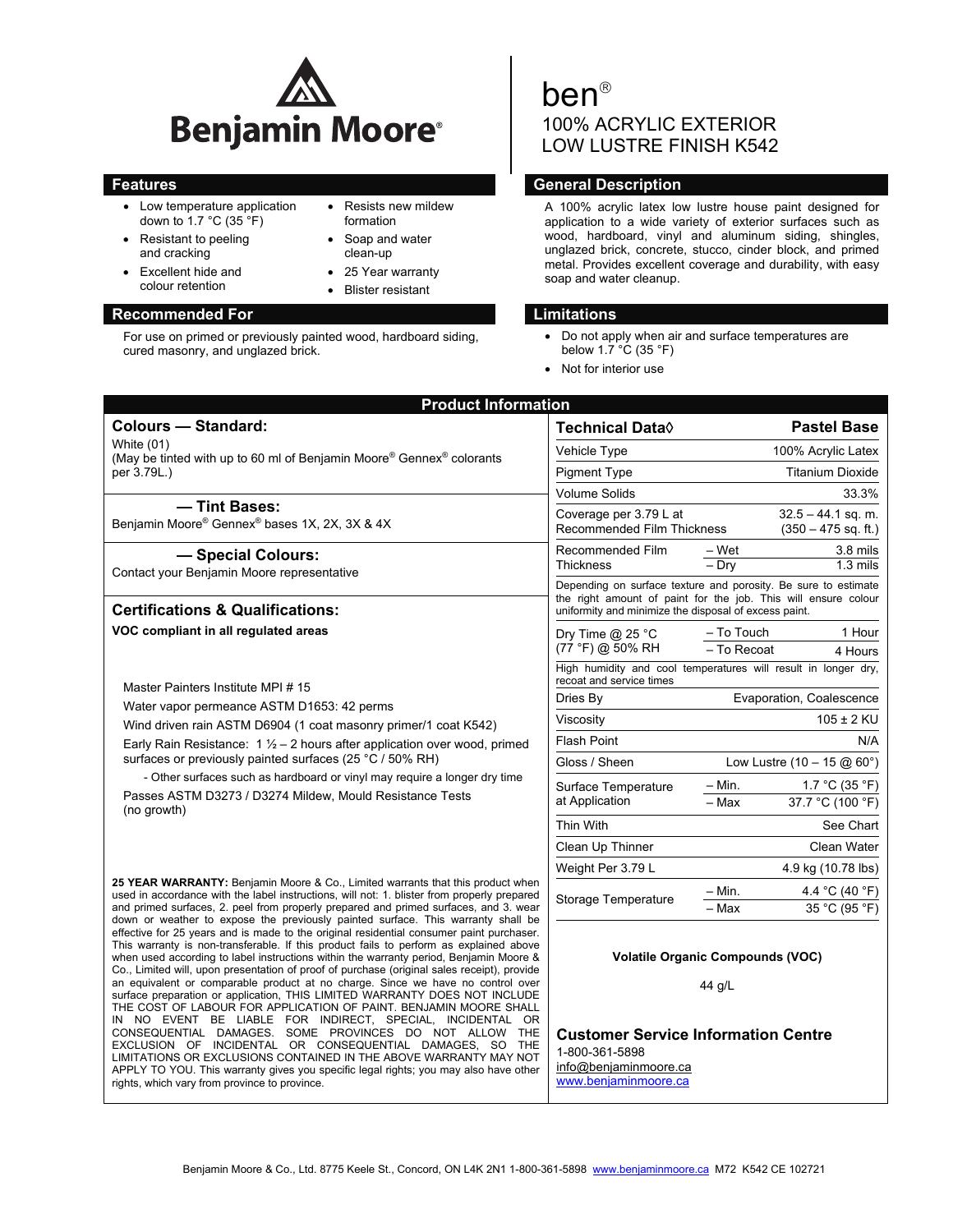# Benjamin Moore®

# ben®

## 100% ACRYLIC EXTERIOR LOW LUSTRE FINISH K542

## Features

- Low temperature application down to 1.7 °C (35 °F)
- Resistant to peeling and cracking
- Excellent hide and colour retention
- Resists new mildew formation
- Soap and water clean-up
- 25 Year warranty
- Blister resistant

## Recommended For

For use on primed or previously painted wood, hardboard siding, cured masonry, and unglazed brick.

## General Description

A 100% acrylic latex low lustre house paint designed for application to a wide variety of exterior surfaces such as wood, hardboard, vinyl and aluminum siding, shingles, unglazed brick, concrete, stucco, cinder block, and primed metal. Provides excellent coverage and durability, with easy soap and water cleanup.

## Limitations

- Do not apply when air and surface temperatures are below 1.7 °C (35 °F)
- Not for interior use

## Product Information

### Colours — Standard:

White (01)
(May be tinted with up to 60 ml of Benjamin Moore® Gennex® colorants per 3.79L.)

### — Tint Bases:

Benjamin Moore® Gennex® bases 1X, 2X, 3X & 4X

### — Special Colours:

Contact your Benjamin Moore representative

### Certifications & Qualifications:

**VOC compliant in all regulated areas**

Master Painters Institute MPI # 15

Water vapor permeance ASTM D1653: 42 perms

Wind driven rain ASTM D6904 (1 coat masonry primer/1 coat K542)

Early Rain Resistance: 1 ½ – 2 hours after application over wood, primed surfaces or previously painted surfaces (25 °C / 50% RH)

- Other surfaces such as hardboard or vinyl may require a longer dry time

Passes ASTM D3273 / D3274 Mildew, Mould Resistance Tests (no growth)

**25 YEAR WARRANTY:** Benjamin Moore & Co., Limited warrants that this product when used in accordance with the label instructions, will not: 1. blister from properly prepared and primed surfaces, 2. peel from properly prepared and primed surfaces, and 3. wear down or weather to expose the previously painted surface. This warranty shall be effective for 25 years and is made to the original residential consumer paint purchaser. This warranty is non-transferable. If this product fails to perform as explained above when used according to label instructions within the warranty period, Benjamin Moore & Co., Limited will, upon presentation of proof of purchase (original sales receipt), provide an equivalent or comparable product at no charge. Since we have no control over surface preparation or application, THIS LIMITED WARRANTY DOES NOT INCLUDE THE COST OF LABOUR FOR APPLICATION OF PAINT. BENJAMIN MOORE SHALL IN NO EVENT BE LIABLE FOR INDIRECT, SPECIAL, INCIDENTAL OR CONSEQUENTIAL DAMAGES. SOME PROVINCES DO NOT ALLOW THE EXCLUSION OF INCIDENTAL OR CONSEQUENTIAL DAMAGES, SO THE LIMITATIONS OR EXCLUSIONS CONTAINED IN THE ABOVE WARRANTY MAY NOT APPLY TO YOU. This warranty gives you specific legal rights; you may also have other rights, which vary from province to province.

| Technical Data◊ | | Pastel Base |
|---|---|---|
| Vehicle Type | | 100% Acrylic Latex |
| Pigment Type | | Titanium Dioxide |
| Volume Solids | | 33.3% |
| Coverage per 3.79 L at Recommended Film Thickness | | 32.5 – 44.1 sq. m. (350 – 475 sq. ft.) |
| Recommended Film Thickness | – Wet | 3.8 mils |
| | – Dry | 1.3 mils |
| Depending on surface texture and porosity. Be sure to estimate the right amount of paint for the job. This will ensure colour uniformity and minimize the disposal of excess paint. | | |
| Dry Time @ 25 °C (77 °F) @ 50% RH | – To Touch | 1 Hour |
| | – To Recoat | 4 Hours |
| High humidity and cool temperatures will result in longer dry, recoat and service times | | |
| Dries By | | Evaporation, Coalescence |
| Viscosity | | 105 ± 2 KU |
| Flash Point | | N/A |
| Gloss / Sheen | | Low Lustre (10 – 15 @ 60°) |
| Surface Temperature at Application | – Min. | 1.7 °C (35 °F) |
| | – Max | 37.7 °C (100 °F) |
| Thin With | | See Chart |
| Clean Up Thinner | | Clean Water |
| Weight Per 3.79 L | | 4.9 kg (10.78 lbs) |
| Storage Temperature | – Min. | 4.4 °C (40 °F) |
| | – Max | 35 °C (95 °F) |

**Volatile Organic Compounds (VOC)**

44 g/L

### Customer Service Information Centre

1-800-361-5898
info@benjaminmoore.ca
www.benjaminmoore.ca

Benjamin Moore & Co., Ltd. 8775 Keele St., Concord, ON L4K 2N1 1-800-361-5898 www.benjaminmoore.ca M72 K542 CE 102721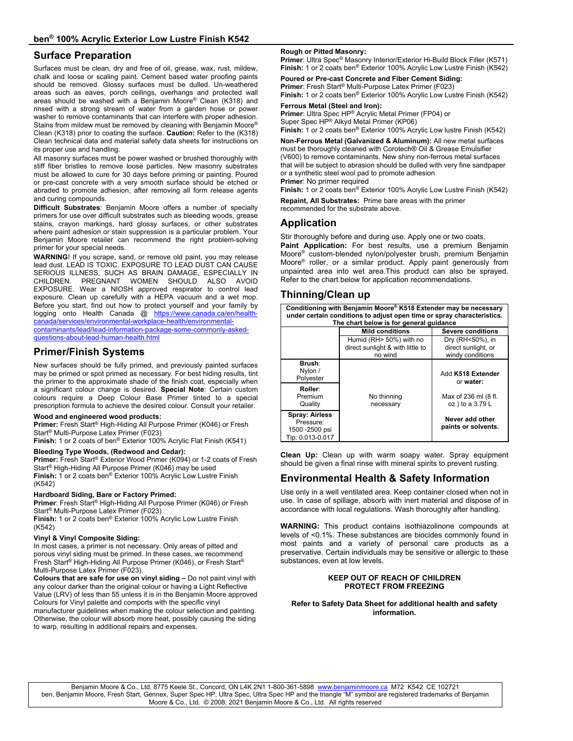## Surface Preparation

Surfaces must be clean, dry and free of oil, grease, wax, rust, mildew, chalk and loose or scaling paint. Cement based water proofing paints should be removed. Glossy surfaces must be dulled. Un-weathered areas such as eaves, porch ceilings, overhangs and protected wall areas should be washed with a Benjamin Moore® Clean (K318) and rinsed with a strong stream of water from a garden hose or power washer to remove contaminants that can interfere with proper adhesion. Stains from mildew must be removed by cleaning with Benjamin Moore® Clean (K318) prior to coating the surface. **Caution:** Refer to the (K318) Clean technical data and material safety data sheets for instructions on its proper use and handling.

All masonry surfaces must be power washed or brushed thoroughly with stiff fiber bristles to remove loose particles. New masonry substrates must be allowed to cure for 30 days before priming or painting. Poured or pre-cast concrete with a very smooth surface should be etched or abraded to promote adhesion, after removing all form release agents and curing compounds.

**Difficult Substrates**: Benjamin Moore offers a number of specialty primers for use over difficult substrates such as bleeding woods, grease stains, crayon markings, hard glossy surfaces, or other substrates where paint adhesion or stain suppression is a particular problem. Your Benjamin Moore retailer can recommend the right problem-solving primer for your special needs.

**WARNING**! If you scrape, sand, or remove old paint, you may release lead dust. LEAD IS TOXIC. EXPOSURE TO LEAD DUST CAN CAUSE SERIOUS ILLNESS, SUCH AS BRAIN DAMAGE, ESPECIALLY IN CHILDREN. PREGNANT WOMEN SHOULD ALSO AVOID EXPOSURE. Wear a NIOSH approved respirator to control lead exposure. Clean up carefully with a HEPA vacuum and a wet mop. Before you start, find out how to protect yourself and your family by logging onto Health Canada @ https://www.canada.ca/en/health-canada/services/environmental-workplace-health/environmental-contaminants/lead/lead-information-package-some-commonly-asked-questions-about-lead-human-health.html

## Primer/Finish Systems

New surfaces should be fully primed, and previously painted surfaces may be primed or spot primed as necessary. For best hiding results, tint the primer to the approximate shade of the finish coat, especially when a significant colour change is desired. **Special Note**: Certain custom colours require a Deep Colour Base Primer tinted to a special prescription formula to achieve the desired colour. Consult your retailer.

**Wood and engineered wood products:**
**Primer:** Fresh Start® High-Hiding All Purpose Primer (K046) or Fresh Start® Multi-Purpose Latex Primer (F023)
**Finish:** 1 or 2 coats of ben® Exterior 100% Acrylic Flat Finish (K541)

**Bleeding Type Woods, (Redwood and Cedar):**
**Primer:** Fresh Start® Exterior Wood Primer (K094) or 1-2 coats of Fresh Start® High-Hiding All Purpose Primer (K046) may be used
**Finish:** 1 or 2 coats ben® Exterior 100% Acrylic Low Lustre Finish (K542)

**Hardboard Siding, Bare or Factory Primed:**
**Primer**: Fresh Start® High-Hiding All Purpose Primer (K046) or Fresh Start® Multi-Purpose Latex Primer (F023)
**Finish:** 1 or 2 coats ben® Exterior 100% Acrylic Low Lustre Finish (K542)

**Vinyl & Vinyl Composite Siding:**
In most cases, a primer is not necessary. Only areas of pitted and porous vinyl siding must be primed. In these cases, we recommend Fresh Start® High-Hiding All Purpose Primer (K046), or Fresh Start® Multi-Purpose Latex Primer (F023).

**Colours that are safe for use on vinyl siding –** Do not paint vinyl with any colour darker than the original colour or having a Light Reflective Value (LRV) of less than 55 unless it is in the Benjamin Moore approved Colours for Vinyl palette and comports with the specific vinyl manufacturer guidelines when making the colour selection and painting. Otherwise, the colour will absorb more heat, possibly causing the siding to warp, resulting in additional repairs and expenses.

**Rough or Pitted Masonry:**
**Primer**: Ultra Spec® Masonry Interior/Exterior Hi-Build Block Filler (K571)
**Finish:** 1 or 2 coats ben® Exterior 100% Acrylic Low Lustre Finish (K542)

**Poured or Pre-cast Concrete and Fiber Cement Siding:**
**Primer**: Fresh Start® Multi-Purpose Latex Primer (F023)
**Finish:** 1 or 2 coats ben® Exterior 100% Acrylic Low Lustre Finish (K542)

**Ferrous Metal (Steel and Iron):**
**Primer**: Ultra Spec HP® Acrylic Metal Primer (FP04) or Super Spec HP® Alkyd Metal Primer (KP06)
**Finish:** 1 or 2 coats ben® Exterior 100% Acrylic Low lustre Finish (K542)

**Non-Ferrous Metal (Galvanized & Aluminum):** All new metal surfaces must be thoroughly cleaned with Corotech® Oil & Grease Emulsifier (V600) to remove contaminants. New shiny non-ferrous metal surfaces that will be subject to abrasion should be dulled with very fine sandpaper or a synthetic steel wool pad to promote adhesion
**Primer**: No primer required
**Finish:** 1 or 2 coats ben® Exterior 100% Acrylic Low Lustre Finish (K542)

**Repaint, All Substrates:** Prime bare areas with the primer recommended for the substrate above.

## Application

Stir thoroughly before and during use. Apply one or two coats.
**Paint Application:** For best results, use a premium Benjamin Moore® custom-blended nylon/polyester brush, premium Benjamin Moore® roller, or a similar product. Apply paint generously from unpainted area into wet area.This product can also be sprayed. Refer to the chart below for application recommendations.

## Thinning/Clean up

| Conditioning with Benjamin Moore® K518 Extender may be necessary under certain conditions to adjust open time or spray characteristics. The chart below is for general guidance | | |
|---|---|---|
| | **Mild conditions** | **Severe conditions** |
| | Humid (RH> 50%) with no direct sunlight & with little to no wind | Dry (RH<50%), in direct sunlight, or windy conditions |
| **Brush**: Nylon / Polyester | No thinning necessary | Add **K518 Extender** or **water:** |
| **Roller**: Premium Quality | | Max of 236 ml (8 fl. oz.) to a 3.79 L |
| **Spray: Airless** Pressure: 1500 -2500 psi Tip: 0.013-0.017 | | **Never add other paints or solvents.** |

**Clean Up:** Clean up with warm soapy water. Spray equipment should be given a final rinse with mineral spirits to prevent rusting.

## Environmental Health & Safety Information

Use only in a well ventilated area. Keep container closed when not in use. In case of spillage, absorb with inert material and dispose of in accordance with local regulations. Wash thoroughly after handling.

**WARNING:** This product contains isothiazolinone compounds at levels of <0.1%. These substances are biocides commonly found in most paints and a variety of personal care products as a preservative. Certain individuals may be sensitive or allergic to these substances, even at low levels.

**KEEP OUT OF REACH OF CHILDREN**
**PROTECT FROM FREEZING**

**Refer to Safety Data Sheet for additional health and safety information.**

Benjamin Moore & Co., Ltd. 8775 Keele St., Concord, ON L4K 2N1 1-800-361-5898 www.benjaminmoore.ca M72 K542 CE 102721
ben, Benjamin Moore, Fresh Start, Gennex, Super Spec HP, Ultra Spec, Ultra Spec HP and the triangle "M" symbol are registered trademarks of Benjamin Moore & Co., Ltd. © 2008, 2021 Benjamin Moore & Co., Ltd. All rights reserved